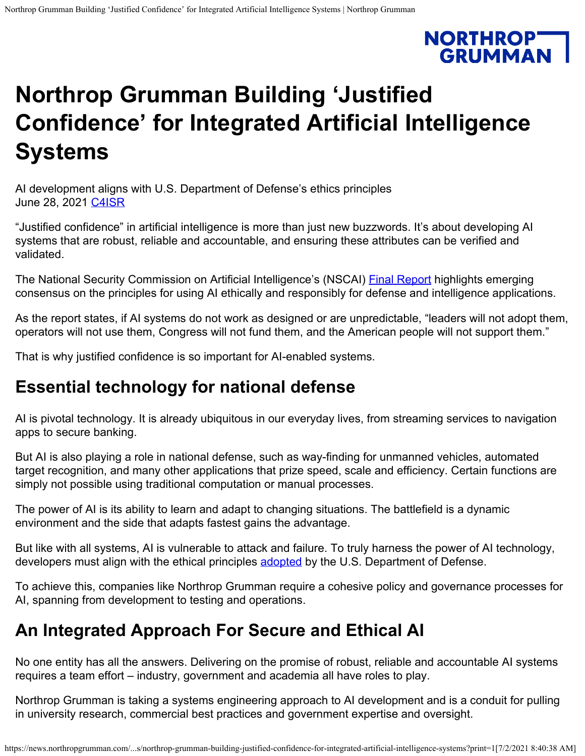# Northrop Grumman Building 'Justified Confidence' for Integrated Artificial Intelligence Systems

AI development aligns with U.S. Department of Defense's ethics principles
June 28, 2021 C4ISR

"Justified confidence" in artificial intelligence is more than just new buzzwords. It's about developing AI systems that are robust, reliable and accountable, and ensuring these attributes can be verified and validated.

The National Security Commission on Artificial Intelligence's (NSCAI) Final Report highlights emerging consensus on the principles for using AI ethically and responsibly for defense and intelligence applications.

As the report states, if AI systems do not work as designed or are unpredictable, "leaders will not adopt them, operators will not use them, Congress will not fund them, and the American people will not support them."

That is why justified confidence is so important for AI-enabled systems.

## Essential technology for national defense

AI is pivotal technology. It is already ubiquitous in our everyday lives, from streaming services to navigation apps to secure banking.

But AI is also playing a role in national defense, such as way-finding for unmanned vehicles, automated target recognition, and many other applications that prize speed, scale and efficiency. Certain functions are simply not possible using traditional computation or manual processes.

The power of AI is its ability to learn and adapt to changing situations. The battlefield is a dynamic environment and the side that adapts fastest gains the advantage.

But like with all systems, AI is vulnerable to attack and failure. To truly harness the power of AI technology, developers must align with the ethical principles adopted by the U.S. Department of Defense.

To achieve this, companies like Northrop Grumman require a cohesive policy and governance processes for AI, spanning from development to testing and operations.

## An Integrated Approach For Secure and Ethical AI

No one entity has all the answers. Delivering on the promise of robust, reliable and accountable AI systems requires a team effort – industry, government and academia all have roles to play.

Northrop Grumman is taking a systems engineering approach to AI development and is a conduit for pulling in university research, commercial best practices and government expertise and oversight.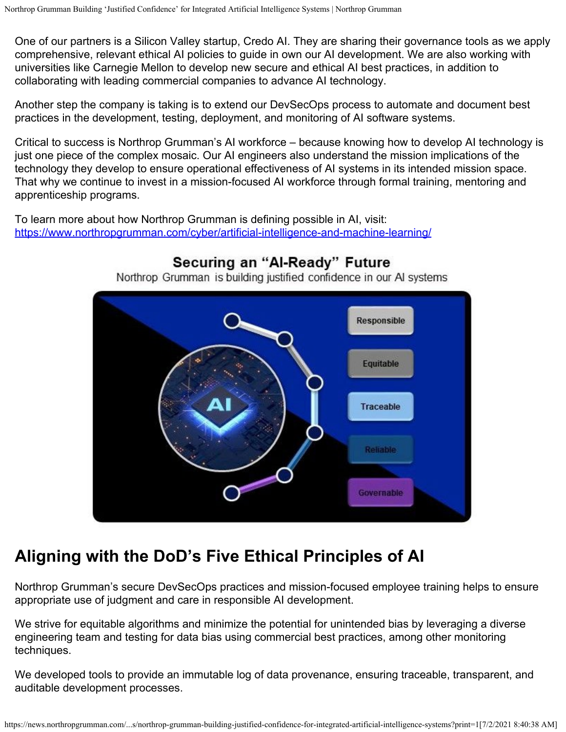One of our partners is a Silicon Valley startup, Credo AI. They are sharing their governance tools as we apply comprehensive, relevant ethical AI policies to guide in own our AI development. We are also working with universities like Carnegie Mellon to develop new secure and ethical AI best practices, in addition to collaborating with leading commercial companies to advance AI technology.

Another step the company is taking is to extend our DevSecOps process to automate and document best practices in the development, testing, deployment, and monitoring of AI software systems.

Critical to success is Northrop Grumman's AI workforce – because knowing how to develop AI technology is just one piece of the complex mosaic. Our AI engineers also understand the mission implications of the technology they develop to ensure operational effectiveness of AI systems in its intended mission space. That why we continue to invest in a mission-focused AI workforce through formal training, mentoring and apprenticeship programs.

To learn more about how Northrop Grumman is defining possible in AI, visit: https://www.northropgrumman.com/cyber/artificial-intelligence-and-machine-learning/

**Securing an "AI-Ready" Future**

Northrop Grumman is building justified confidence in our AI systems

Responsible

Equitable

Traceable

Reliable

Governable

## Aligning with the DoD's Five Ethical Principles of AI

Northrop Grumman's secure DevSecOps practices and mission-focused employee training helps to ensure appropriate use of judgment and care in responsible AI development.

We strive for equitable algorithms and minimize the potential for unintended bias by leveraging a diverse engineering team and testing for data bias using commercial best practices, among other monitoring techniques.

We developed tools to provide an immutable log of data provenance, ensuring traceable, transparent, and auditable development processes.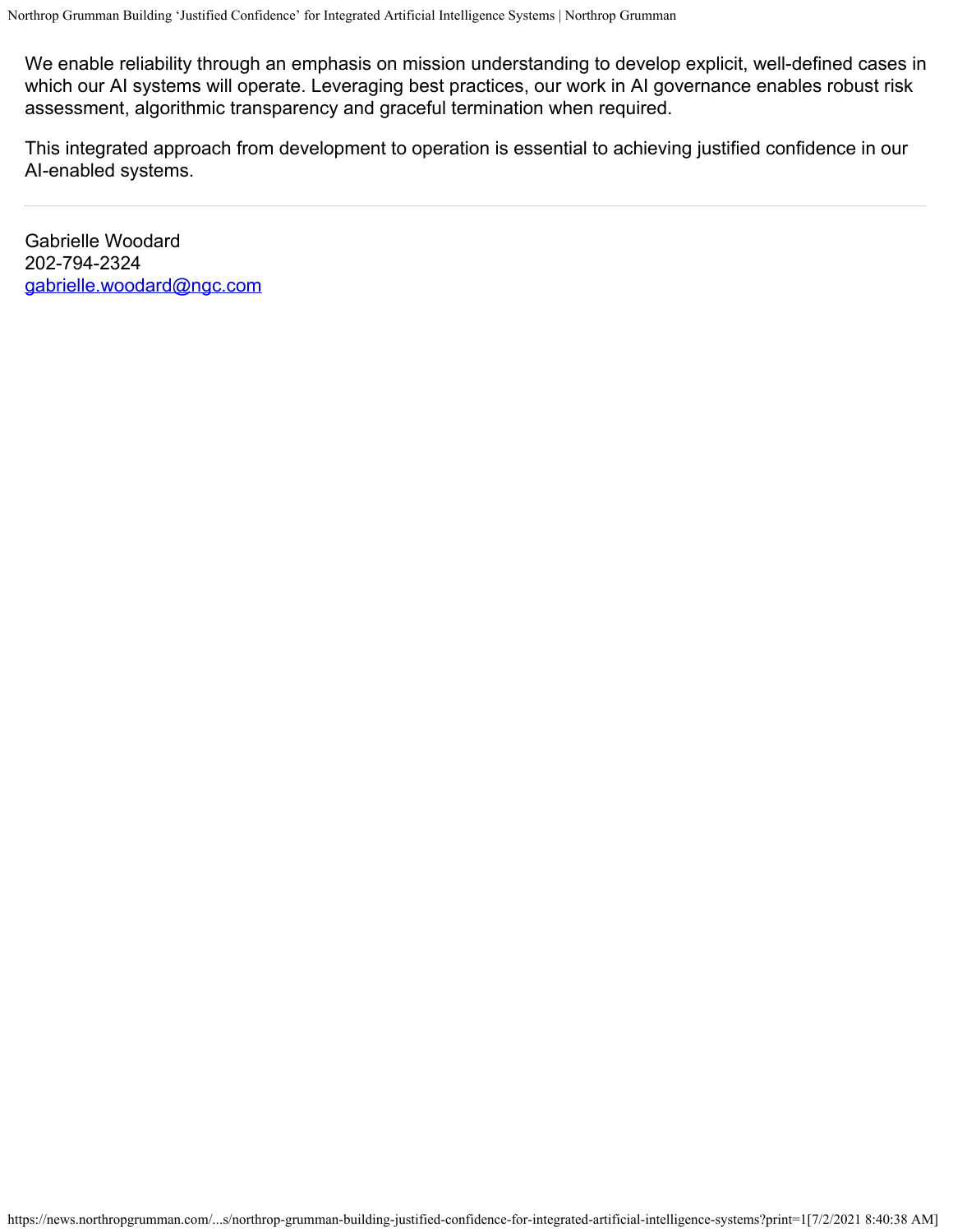We enable reliability through an emphasis on mission understanding to develop explicit, well-defined cases in which our AI systems will operate. Leveraging best practices, our work in AI governance enables robust risk assessment, algorithmic transparency and graceful termination when required.

This integrated approach from development to operation is essential to achieving justified confidence in our AI-enabled systems.

---

Gabrielle Woodard
202-794-2324
gabrielle.woodard@ngc.com